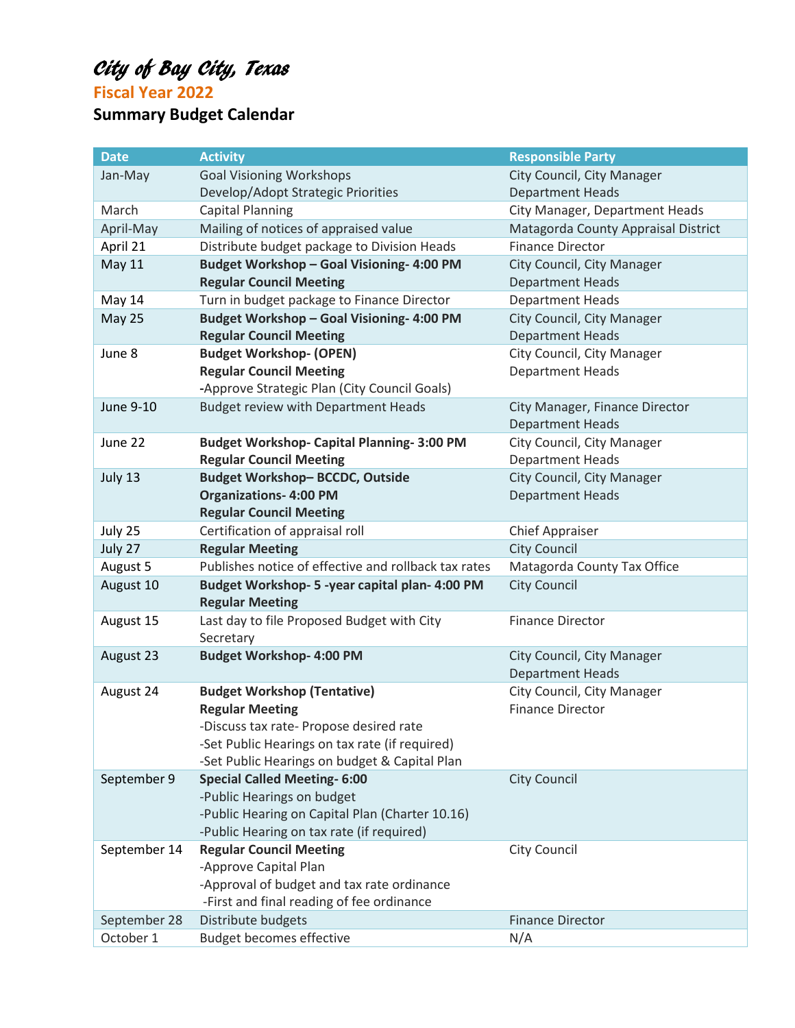# *City of Bay City, Texas*

## Fiscal Year 2022

## Summary Budget Calendar

| Date | Activity | Responsible Party |
|---|---|---|
| Jan-May | Goal Visioning Workshops<br>Develop/Adopt Strategic Priorities | City Council, City Manager<br>Department Heads |
| March | Capital Planning | City Manager, Department Heads |
| April-May | Mailing of notices of appraised value | Matagorda County Appraisal District |
| April 21 | Distribute budget package to Division Heads | Finance Director |
| May 11 | **Budget Workshop – Goal Visioning- 4:00 PM**<br>**Regular Council Meeting** | City Council, City Manager<br>Department Heads |
| May 14 | Turn in budget package to Finance Director | Department Heads |
| May 25 | **Budget Workshop – Goal Visioning- 4:00 PM**<br>**Regular Council Meeting** | City Council, City Manager<br>Department Heads |
| June 8 | **Budget Workshop- (OPEN)**<br>**Regular Council Meeting**<br>-Approve Strategic Plan (City Council Goals) | City Council, City Manager<br>Department Heads |
| June 9-10 | Budget review with Department Heads | City Manager, Finance Director<br>Department Heads |
| June 22 | **Budget Workshop- Capital Planning- 3:00 PM**<br>**Regular Council Meeting** | City Council, City Manager<br>Department Heads |
| July 13 | **Budget Workshop– BCCDC, Outside Organizations- 4:00 PM**<br>**Regular Council Meeting** | City Council, City Manager<br>Department Heads |
| July 25 | Certification of appraisal roll | Chief Appraiser |
| July 27 | **Regular Meeting** | City Council |
| August 5 | Publishes notice of effective and rollback tax rates | Matagorda County Tax Office |
| August 10 | **Budget Workshop- 5 -year capital plan- 4:00 PM**<br>**Regular Meeting** | City Council |
| August 15 | Last day to file Proposed Budget with City Secretary | Finance Director |
| August 23 | **Budget Workshop- 4:00 PM** | City Council, City Manager<br>Department Heads |
| August 24 | **Budget Workshop (Tentative)**<br>**Regular Meeting**<br>-Discuss tax rate- Propose desired rate<br>-Set Public Hearings on tax rate (if required)<br>-Set Public Hearings on budget & Capital Plan | City Council, City Manager<br>Finance Director |
| September 9 | **Special Called Meeting- 6:00**<br>-Public Hearings on budget<br>-Public Hearing on Capital Plan (Charter 10.16)<br>-Public Hearing on tax rate (if required) | City Council |
| September 14 | **Regular Council Meeting**<br>-Approve Capital Plan<br>-Approval of budget and tax rate ordinance<br>-First and final reading of fee ordinance | City Council |
| September 28 | Distribute budgets | Finance Director |
| October 1 | Budget becomes effective | N/A |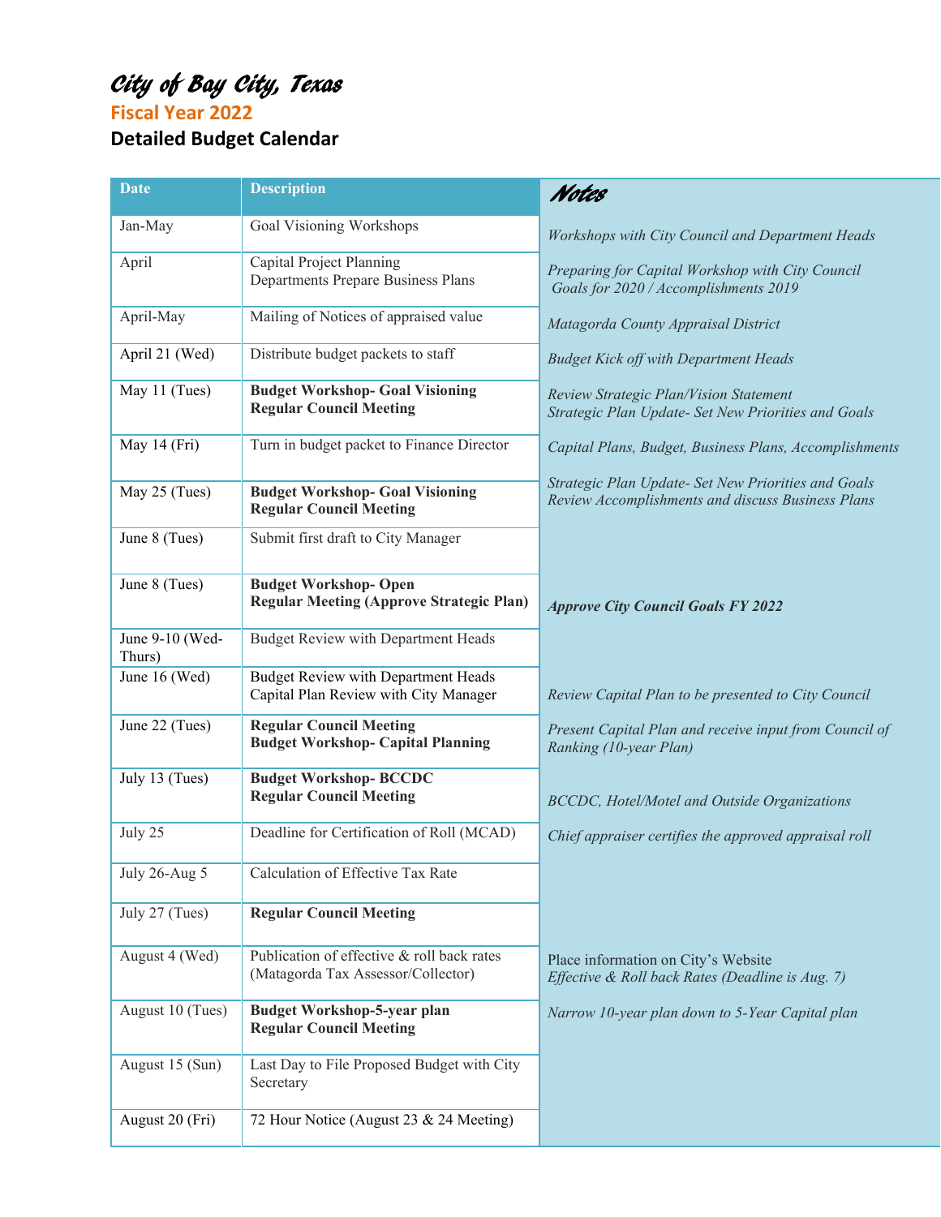# City of Bay City, Texas

## Fiscal Year 2022

## Detailed Budget Calendar

| Date | Description | Notes |
|---|---|---|
| Jan-May | Goal Visioning Workshops | *Workshops with City Council and Department Heads* |
| April | Capital Project Planning<br>Departments Prepare Business Plans | *Preparing for Capital Workshop with City Council*<br>*Goals for 2020 / Accomplishments 2019* |
| April-May | Mailing of Notices of appraised value | *Matagorda County Appraisal District* |
| April 21 (Wed) | Distribute budget packets to staff | *Budget Kick off with Department Heads* |
| May 11 (Tues) | **Budget Workshop- Goal Visioning**<br>**Regular Council Meeting** | *Review Strategic Plan/Vision Statement*<br>*Strategic Plan Update- Set New Priorities and Goals* |
| May 14 (Fri) | Turn in budget packet to Finance Director | *Capital Plans, Budget, Business Plans, Accomplishments* |
| May 25 (Tues) | **Budget Workshop- Goal Visioning**<br>**Regular Council Meeting** | *Strategic Plan Update- Set New Priorities and Goals*<br>*Review Accomplishments and discuss Business Plans* |
| June 8 (Tues) | Submit first draft to City Manager | |
| June 8 (Tues) | **Budget Workshop- Open**<br>**Regular Meeting (Approve Strategic Plan)** | ***Approve City Council Goals FY 2022*** |
| June 9-10 (Wed-Thurs) | Budget Review with Department Heads | |
| June 16 (Wed) | Budget Review with Department Heads<br>Capital Plan Review with City Manager | *Review Capital Plan to be presented to City Council* |
| June 22 (Tues) | **Regular Council Meeting**<br>**Budget Workshop- Capital Planning** | *Present Capital Plan and receive input from Council of Ranking (10-year Plan)* |
| July 13 (Tues) | **Budget Workshop- BCCDC**<br>**Regular Council Meeting** | *BCCDC, Hotel/Motel and Outside Organizations* |
| July 25 | Deadline for Certification of Roll (MCAD) | *Chief appraiser certifies the approved appraisal roll* |
| July 26-Aug 5 | Calculation of Effective Tax Rate | |
| July 27 (Tues) | **Regular Council Meeting** | |
| August 4 (Wed) | Publication of effective & roll back rates (Matagorda Tax Assessor/Collector) | Place information on City's Website<br>*Effective & Roll back Rates (Deadline is Aug. 7)* |
| August 10 (Tues) | **Budget Workshop-5-year plan**<br>**Regular Council Meeting** | *Narrow 10-year plan down to 5-Year Capital plan* |
| August 15 (Sun) | Last Day to File Proposed Budget with City Secretary | |
| August 20 (Fri) | 72 Hour Notice (August 23 & 24 Meeting) | |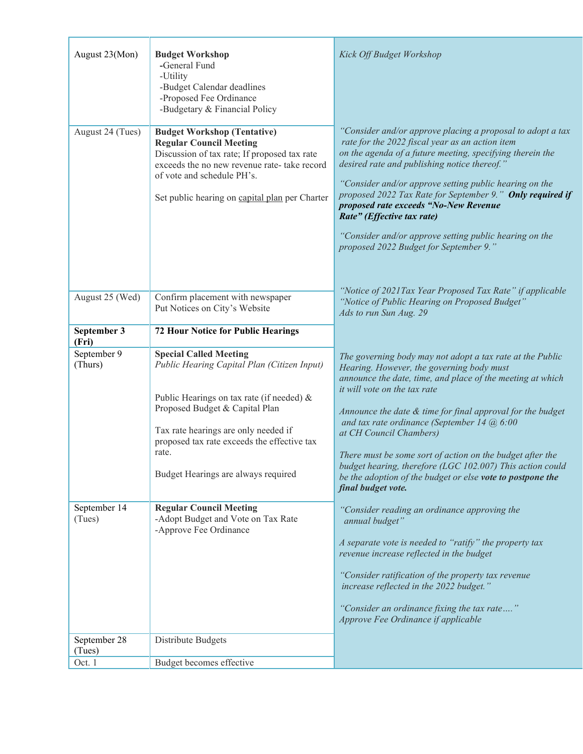| | | |
|---|---|---|
| August 23(Mon) | **Budget Workshop**<br>-General Fund<br>-Utility<br>-Budget Calendar deadlines<br>-Proposed Fee Ordinance<br>-Budgetary & Financial Policy | *Kick Off Budget Workshop* |
| August 24 (Tues) | **Budget Workshop (Tentative)**<br>**Regular Council Meeting**<br>Discussion of tax rate; If proposed tax rate exceeds the no new revenue rate- take record of vote and schedule PH's.<br><br>Set public hearing on capital plan per Charter | *"Consider and/or approve placing a proposal to adopt a tax rate for the 2022 fiscal year as an action item on the agenda of a future meeting, specifying therein the desired rate and publishing notice thereof."*<br><br>*"Consider and/or approve setting public hearing on the proposed 2022 Tax Rate for September 9."* ***Only required if proposed rate exceeds "No-New Revenue Rate" (Effective tax rate)***<br><br>*"Consider and/or approve setting public hearing on the proposed 2022 Budget for September 9."* |
| August 25 (Wed) | Confirm placement with newspaper<br>Put Notices on City's Website | *"Notice of 2021Tax Year Proposed Tax Rate" if applicable*<br>*"Notice of Public Hearing on Proposed Budget"*<br>*Ads to run Sun Aug. 29* |
| **September 3 (Fri)** | **72 Hour Notice for Public Hearings** | |
| September 9 (Thurs) | **Special Called Meeting**<br>*Public Hearing Capital Plan (Citizen Input)*<br><br>Public Hearings on tax rate (if needed) & Proposed Budget & Capital Plan<br><br>Tax rate hearings are only needed if proposed tax rate exceeds the effective tax rate.<br><br>Budget Hearings are always required | *The governing body may not adopt a tax rate at the Public Hearing. However, the governing body must announce the date, time, and place of the meeting at which it will vote on the tax rate*<br><br>*Announce the date & time for final approval for the budget and tax rate ordinance (September 14 @ 6:00 at CH Council Chambers)*<br><br>*There must be some sort of action on the budget after the budget hearing, therefore (LGC 102.007) This action could be the adoption of the budget or else* ***vote to postpone the final budget vote.*** |
| September 14 (Tues) | **Regular Council Meeting**<br>-Adopt Budget and Vote on Tax Rate<br>-Approve Fee Ordinance | *"Consider reading an ordinance approving the annual budget"*<br><br>*A separate vote is needed to "ratify" the property tax revenue increase reflected in the budget*<br><br>*"Consider ratification of the property tax revenue increase reflected in the 2022 budget."*<br><br>*"Consider an ordinance fixing the tax rate…."*<br>*Approve Fee Ordinance if applicable* |
| September 28 (Tues) | Distribute Budgets | |
| Oct. 1 | Budget becomes effective | |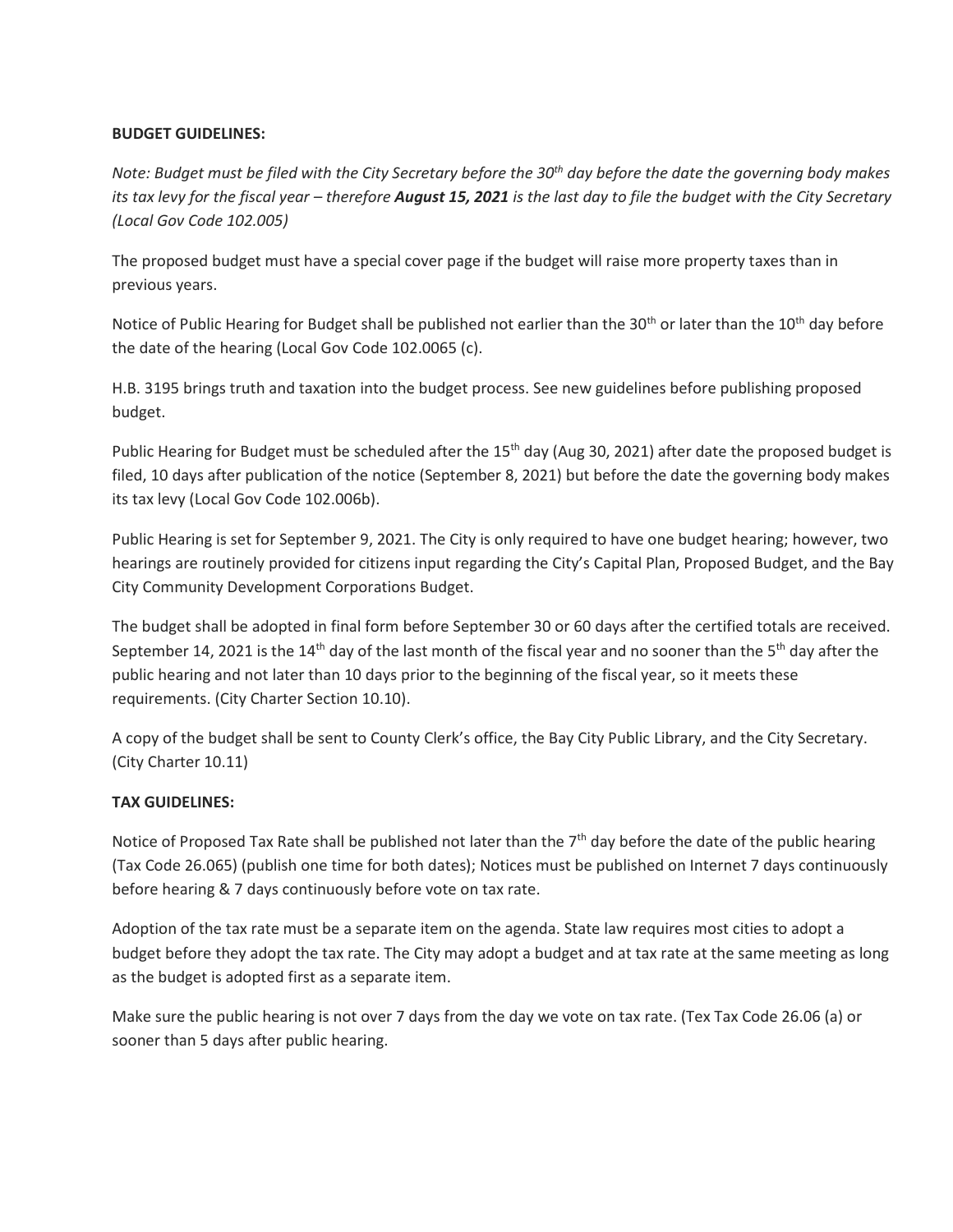**BUDGET GUIDELINES:**

*Note: Budget must be filed with the City Secretary before the 30th day before the date the governing body makes its tax levy for the fiscal year – therefore **August 15, 2021** is the last day to file the budget with the City Secretary (Local Gov Code 102.005)*

The proposed budget must have a special cover page if the budget will raise more property taxes than in previous years.

Notice of Public Hearing for Budget shall be published not earlier than the 30th or later than the 10th day before the date of the hearing (Local Gov Code 102.0065 (c).

H.B. 3195 brings truth and taxation into the budget process. See new guidelines before publishing proposed budget.

Public Hearing for Budget must be scheduled after the 15th day (Aug 30, 2021) after date the proposed budget is filed, 10 days after publication of the notice (September 8, 2021) but before the date the governing body makes its tax levy (Local Gov Code 102.006b).

Public Hearing is set for September 9, 2021. The City is only required to have one budget hearing; however, two hearings are routinely provided for citizens input regarding the City's Capital Plan, Proposed Budget, and the Bay City Community Development Corporations Budget.

The budget shall be adopted in final form before September 30 or 60 days after the certified totals are received. September 14, 2021 is the 14th day of the last month of the fiscal year and no sooner than the 5th day after the public hearing and not later than 10 days prior to the beginning of the fiscal year, so it meets these requirements. (City Charter Section 10.10).

A copy of the budget shall be sent to County Clerk's office, the Bay City Public Library, and the City Secretary. (City Charter 10.11)

**TAX GUIDELINES:**

Notice of Proposed Tax Rate shall be published not later than the 7th day before the date of the public hearing (Tax Code 26.065) (publish one time for both dates); Notices must be published on Internet 7 days continuously before hearing & 7 days continuously before vote on tax rate.

Adoption of the tax rate must be a separate item on the agenda. State law requires most cities to adopt a budget before they adopt the tax rate. The City may adopt a budget and at tax rate at the same meeting as long as the budget is adopted first as a separate item.

Make sure the public hearing is not over 7 days from the day we vote on tax rate. (Tex Tax Code 26.06 (a) or sooner than 5 days after public hearing.